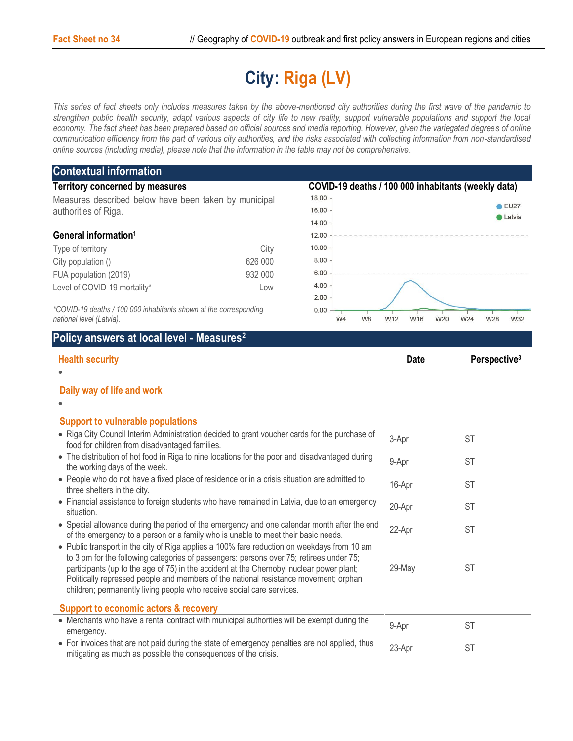# City: Riga (LV)

*This series of fact sheets only includes measures taken by the above-mentioned city authorities during the first wave of the pandemic to strengthen public health security, adapt various aspects of city life to new reality, support vulnerable populations and support the local economy. The fact sheet has been prepared based on official sources and media reporting. However, given the variegated degrees of online communication efficiency from the part of various city authorities, and the risks associated with collecting information from non-standardised online sources (including media), please note that the information in the table may not be comprehensive.*

## Contextual information

### Territory concerned by measures

Measures described below have been taken by municipal authorities of Riga.

### General information[1]

| | |
|---|---|
| Type of territory | City |
| City population () | 626 000 |
| FUA population (2019) | 932 000 |
| Level of COVID-19 mortality* | Low |

*\*COVID-19 deaths / 100 000 inhabitants shown at the corresponding national level (Latvia).*

### COVID-19 deaths / 100 000 inhabitants (weekly data)

## Policy answers at local level - Measures[2]

| Health security | Date | Perspective[3] |
|---|---|---|
| • | | |
| **Daily way of life and work** | | |
| • | | |
| **Support to vulnerable populations** | | |
| • Riga City Council Interim Administration decided to grant voucher cards for the purchase of food for children from disadvantaged families. | 3-Apr | ST |
| • The distribution of hot food in Riga to nine locations for the poor and disadvantaged during the working days of the week. | 9-Apr | ST |
| • People who do not have a fixed place of residence or in a crisis situation are admitted to three shelters in the city. | 16-Apr | ST |
| • Financial assistance to foreign students who have remained in Latvia, due to an emergency situation. | 20-Apr | ST |
| • Special allowance during the period of the emergency and one calendar month after the end of the emergency to a person or a family who is unable to meet their basic needs. | 22-Apr | ST |
| • Public transport in the city of Riga applies a 100% fare reduction on weekdays from 10 am to 3 pm for the following categories of passengers: persons over 75; retirees under 75; participants (up to the age of 75) in the accident at the Chernobyl nuclear power plant; Politically repressed people and members of the national resistance movement; orphan children; permanently living people who receive social care services. | 29-May | ST |
| **Support to economic actors & recovery** | | |
| • Merchants who have a rental contract with municipal authorities will be exempt during the emergency. | 9-Apr | ST |
| • For invoices that are not paid during the state of emergency penalties are not applied, thus mitigating as much as possible the consequences of the crisis. | 23-Apr | ST |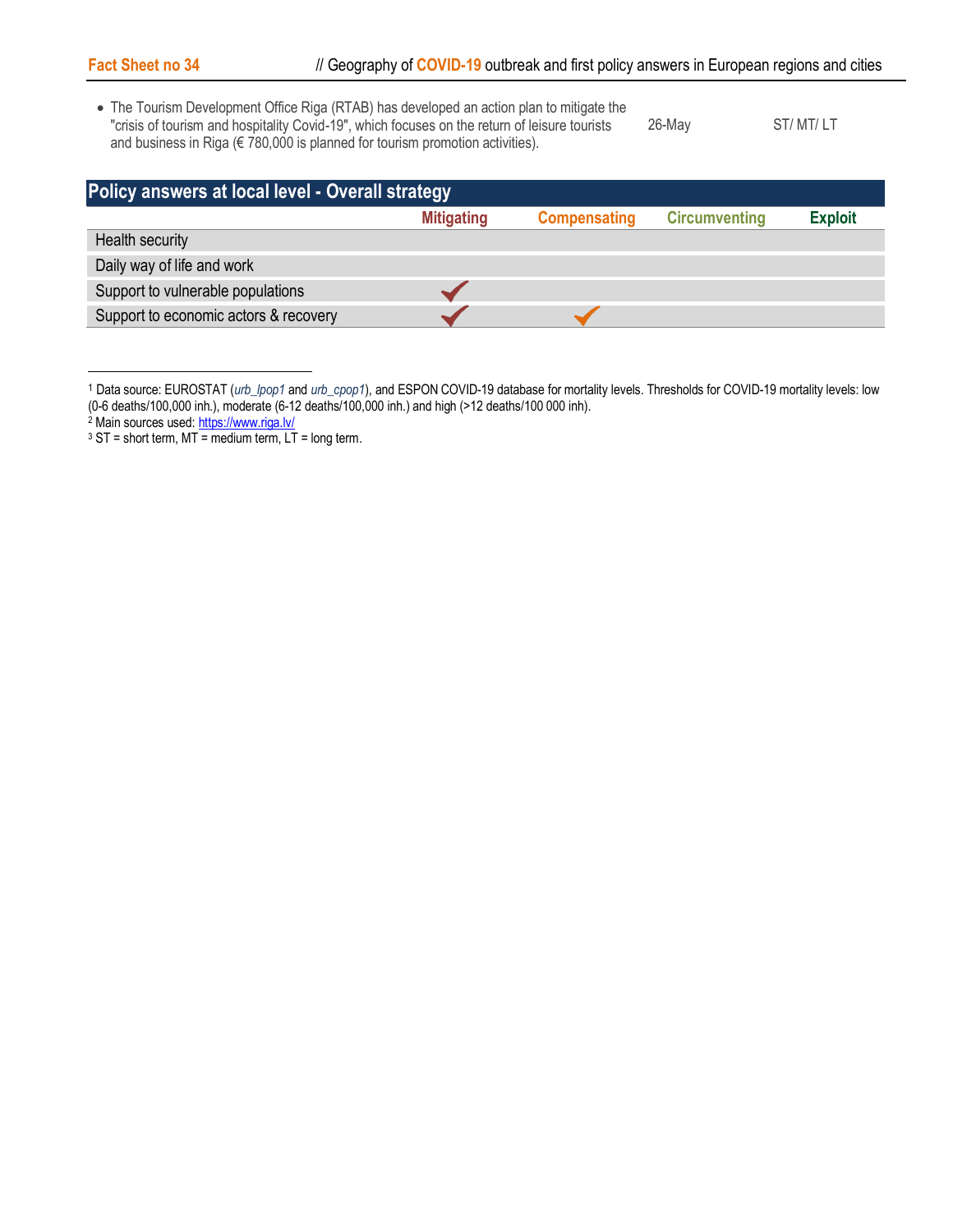- The Tourism Development Office Riga (RTAB) has developed an action plan to mitigate the "crisis of tourism and hospitality Covid-19", which focuses on the return of leisure tourists and business in Riga (€ 780,000 is planned for tourism promotion activities). 26-May ST/ MT/ LT

## Policy answers at local level - Overall strategy

| | Mitigating | Compensating | Circumventing | Exploit |
|---|---|---|---|---|
| Health security | | | | |
| Daily way of life and work | | | | |
| Support to vulnerable populations | ✔ | | | |
| Support to economic actors & recovery | ✔ | ✔ | | |

---

[1] Data source: EUROSTAT (*urb_lpop1* and *urb_cpop1*), and ESPON COVID-19 database for mortality levels. Thresholds for COVID-19 mortality levels: low (0-6 deaths/100,000 inh.), moderate (6-12 deaths/100,000 inh.) and high (>12 deaths/100 000 inh).

[2] Main sources used: https://www.riga.lv/

[3] ST = short term, MT = medium term, LT = long term.